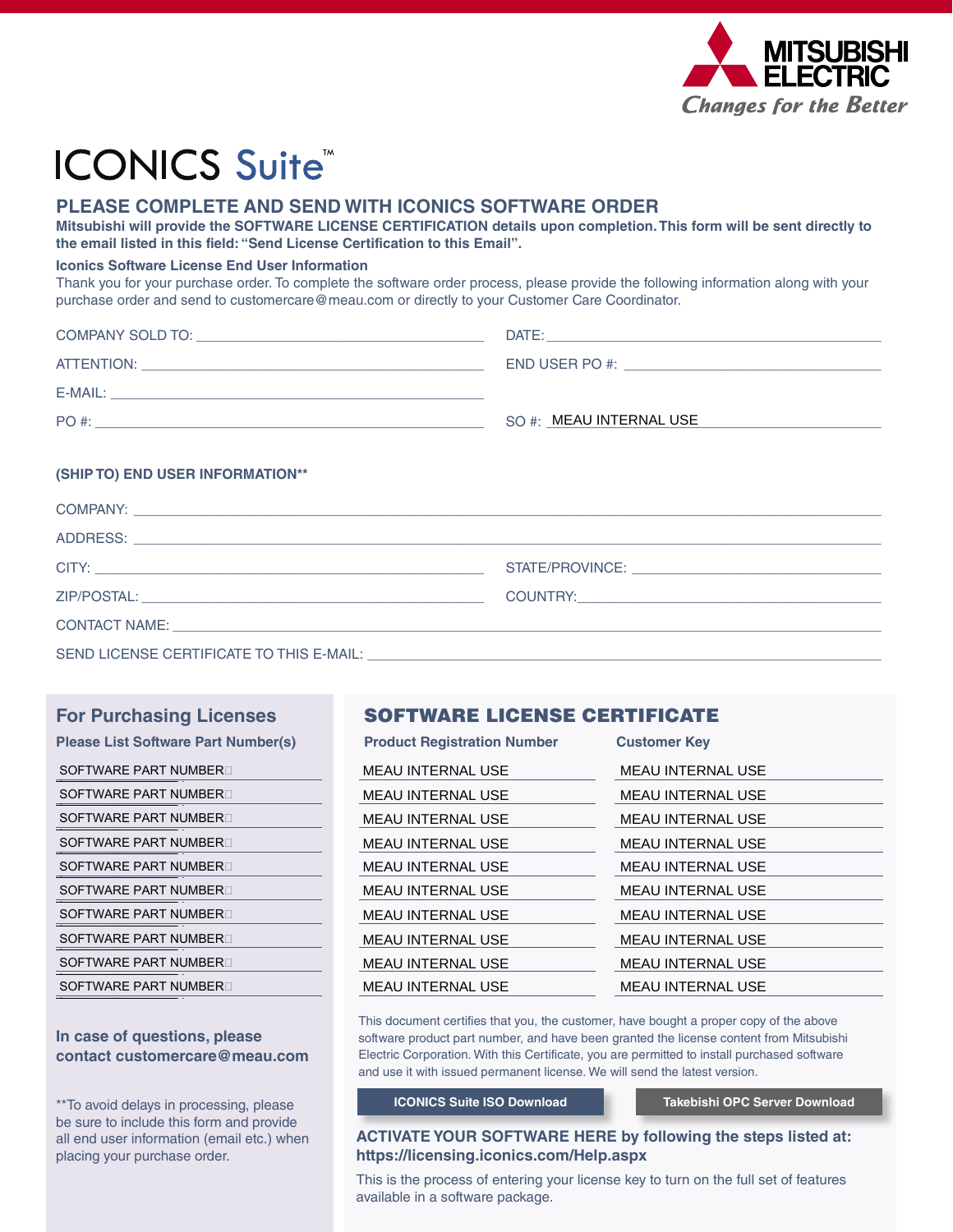MITSUBISHI ELECTRIC

*Changes for the Better*

# ICONICS Suite™

## PLEASE COMPLETE AND SEND WITH ICONICS SOFTWARE ORDER

**Mitsubishi will provide the SOFTWARE LICENSE CERTIFICATION details upon completion. This form will be sent directly to the email listed in this field: "Send License Certification to this Email".**

**Iconics Software License End User Information**

Thank you for your purchase order. To complete the software order process, please provide the following information along with your purchase order and send to customercare@meau.com or directly to your Customer Care Coordinator.

COMPANY SOLD TO: ______________________ DATE: ______________________

ATTENTION: ______________________ END USER PO #: ______________________

E-MAIL: ______________________

PO #: ______________________ SO #: MEAU INTERNAL USE

### (SHIP TO) END USER INFORMATION**

COMPANY: ______________________

ADDRESS: ______________________

CITY: ______________________ STATE/PROVINCE: ______________________

ZIP/POSTAL: ______________________ COUNTRY: ______________________

CONTACT NAME: ______________________

SEND LICENSE CERTIFICATE TO THIS E-MAIL: ______________________

## For Purchasing Licenses

**Please List Software Part Number(s)**

SOFTWARE PART NUMBER

SOFTWARE PART NUMBER

SOFTWARE PART NUMBER

SOFTWARE PART NUMBER

SOFTWARE PART NUMBER

SOFTWARE PART NUMBER

SOFTWARE PART NUMBER

SOFTWARE PART NUMBER

SOFTWARE PART NUMBER

SOFTWARE PART NUMBER

**In case of questions, please contact customercare@meau.com**

**To avoid delays in processing, please be sure to include this form and provide all end user information (email etc.) when placing your purchase order.

## SOFTWARE LICENSE CERTIFICATE

| Product Registration Number | Customer Key |
|---|---|
| MEAU INTERNAL USE | MEAU INTERNAL USE |
| MEAU INTERNAL USE | MEAU INTERNAL USE |
| MEAU INTERNAL USE | MEAU INTERNAL USE |
| MEAU INTERNAL USE | MEAU INTERNAL USE |
| MEAU INTERNAL USE | MEAU INTERNAL USE |
| MEAU INTERNAL USE | MEAU INTERNAL USE |
| MEAU INTERNAL USE | MEAU INTERNAL USE |
| MEAU INTERNAL USE | MEAU INTERNAL USE |
| MEAU INTERNAL USE | MEAU INTERNAL USE |
| MEAU INTERNAL USE | MEAU INTERNAL USE |

This document certifies that you, the customer, have bought a proper copy of the above software product part number, and have been granted the license content from Mitsubishi Electric Corporation. With this Certificate, you are permitted to install purchased software and use it with issued permanent license. We will send the latest version.

**ICONICS Suite ISO Download** | **Takebishi OPC Server Download**

**ACTIVATE YOUR SOFTWARE HERE by following the steps listed at: https://licensing.iconics.com/Help.aspx**

This is the process of entering your license key to turn on the full set of features available in a software package.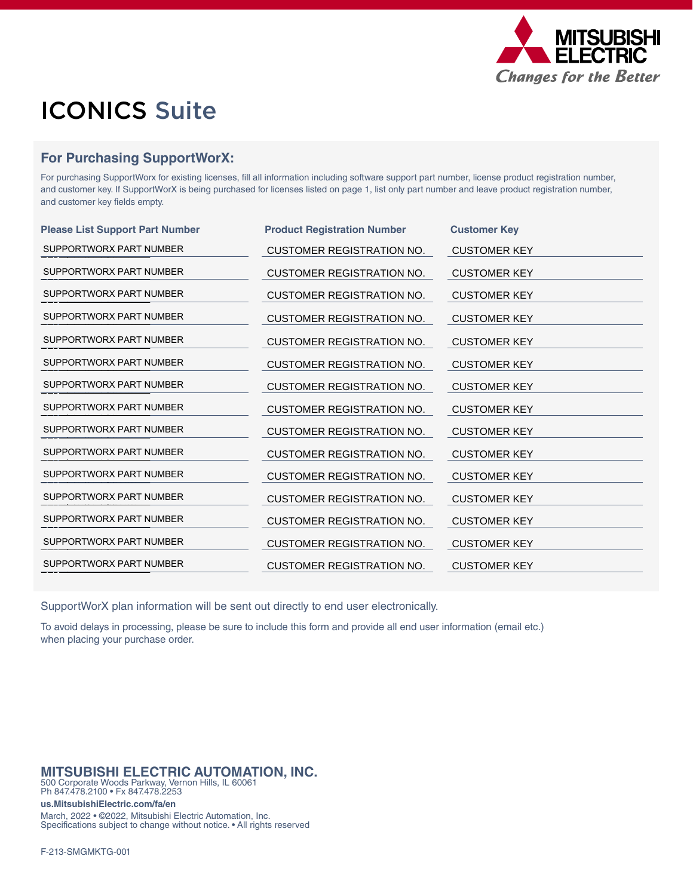# ICONICS Suite

## For Purchasing SupportWorX:

For purchasing SupportWorx for existing licenses, fill all information including software support part number, license product registration number, and customer key. If SupportWorX is being purchased for licenses listed on page 1, list only part number and leave product registration number, and customer key fields empty.

| Please List Support Part Number | Product Registration Number | Customer Key |
|---|---|---|
| SUPPORTWORX PART NUMBER | CUSTOMER REGISTRATION NO. | CUSTOMER KEY |
| SUPPORTWORX PART NUMBER | CUSTOMER REGISTRATION NO. | CUSTOMER KEY |
| SUPPORTWORX PART NUMBER | CUSTOMER REGISTRATION NO. | CUSTOMER KEY |
| SUPPORTWORX PART NUMBER | CUSTOMER REGISTRATION NO. | CUSTOMER KEY |
| SUPPORTWORX PART NUMBER | CUSTOMER REGISTRATION NO. | CUSTOMER KEY |
| SUPPORTWORX PART NUMBER | CUSTOMER REGISTRATION NO. | CUSTOMER KEY |
| SUPPORTWORX PART NUMBER | CUSTOMER REGISTRATION NO. | CUSTOMER KEY |
| SUPPORTWORX PART NUMBER | CUSTOMER REGISTRATION NO. | CUSTOMER KEY |
| SUPPORTWORX PART NUMBER | CUSTOMER REGISTRATION NO. | CUSTOMER KEY |
| SUPPORTWORX PART NUMBER | CUSTOMER REGISTRATION NO. | CUSTOMER KEY |
| SUPPORTWORX PART NUMBER | CUSTOMER REGISTRATION NO. | CUSTOMER KEY |
| SUPPORTWORX PART NUMBER | CUSTOMER REGISTRATION NO. | CUSTOMER KEY |
| SUPPORTWORX PART NUMBER | CUSTOMER REGISTRATION NO. | CUSTOMER KEY |
| SUPPORTWORX PART NUMBER | CUSTOMER REGISTRATION NO. | CUSTOMER KEY |
| SUPPORTWORX PART NUMBER | CUSTOMER REGISTRATION NO. | CUSTOMER KEY |

SupportWorX plan information will be sent out directly to end user electronically.

To avoid delays in processing, please be sure to include this form and provide all end user information (email etc.) when placing your purchase order.

**MITSUBISHI ELECTRIC AUTOMATION, INC.**
500 Corporate Woods Parkway, Vernon Hills, IL 60061
Ph 847.478.2100 • Fx 847.478.2253

**us.MitsubishiElectric.com/fa/en**

March, 2022 • ©2022, Mitsubishi Electric Automation, Inc.
Specifications subject to change without notice. • All rights reserved

F-213-SMGMKTG-001